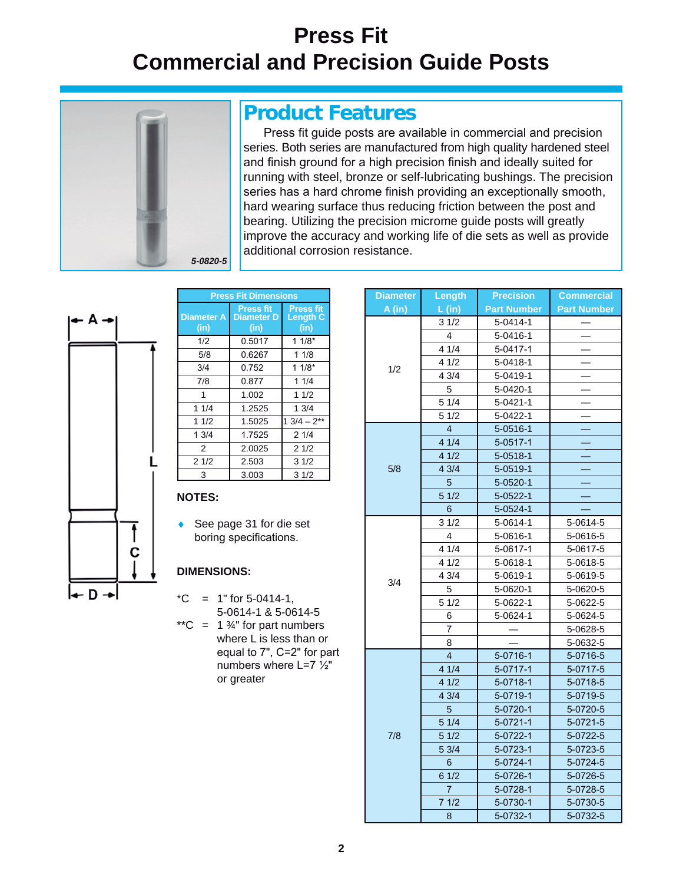# Press Fit
# Commercial and Precision Guide Posts

5-0820-5

## Product Features

Press fit guide posts are available in commercial and precision series. Both series are manufactured from high quality hardened steel and finish ground for a high precision finish and ideally suited for running with steel, bronze or self-lubricating bushings. The precision series has a hard chrome finish providing an exceptionally smooth, hard wearing surface thus reducing friction between the post and bearing. Utilizing the precision microme guide posts will greatly improve the accuracy and working life of die sets as well as provide additional corrosion resistance.

A, L, C, D

| Press Fit Dimensions | | |
|---|---|---|
| Diameter A (in) | Press fit Diameter D (in) | Press fit Length C (in) |
| 1/2 | 0.5017 | 1 1/8* |
| 5/8 | 0.6267 | 1 1/8 |
| 3/4 | 0.752 | 1 1/8* |
| 7/8 | 0.877 | 1 1/4 |
| 1 | 1.002 | 1 1/2 |
| 1 1/4 | 1.2525 | 1 3/4 |
| 1 1/2 | 1.5025 | 1 3/4 – 2** |
| 1 3/4 | 1.7525 | 2 1/4 |
| 2 | 2.0025 | 2 1/2 |
| 2 1/2 | 2.503 | 3 1/2 |
| 3 | 3.003 | 3 1/2 |

**NOTES:**

- See page 31 for die set boring specifications.

**DIMENSIONS:**

*C = 1" for 5-0414-1, 5-0614-1 & 5-0614-5

**C = 1 ¾" for part numbers where L is less than or equal to 7", C=2" for part numbers where L=7 ½" or greater

| Diameter A (in) | Length L (in) | Precision Part Number | Commercial Part Number |
|---|---|---|---|
| 1/2 | 3 1/2 | 5-0414-1 | — |
| | 4 | 5-0416-1 | — |
| | 4 1/4 | 5-0417-1 | — |
| | 4 1/2 | 5-0418-1 | — |
| | 4 3/4 | 5-0419-1 | — |
| | 5 | 5-0420-1 | — |
| | 5 1/4 | 5-0421-1 | — |
| | 5 1/2 | 5-0422-1 | — |
| 5/8 | 4 | 5-0516-1 | — |
| | 4 1/4 | 5-0517-1 | — |
| | 4 1/2 | 5-0518-1 | — |
| | 4 3/4 | 5-0519-1 | — |
| | 5 | 5-0520-1 | — |
| | 5 1/2 | 5-0522-1 | — |
| | 6 | 5-0524-1 | — |
| 3/4 | 3 1/2 | 5-0614-1 | 5-0614-5 |
| | 4 | 5-0616-1 | 5-0616-5 |
| | 4 1/4 | 5-0617-1 | 5-0617-5 |
| | 4 1/2 | 5-0618-1 | 5-0618-5 |
| | 4 3/4 | 5-0619-1 | 5-0619-5 |
| | 5 | 5-0620-1 | 5-0620-5 |
| | 5 1/2 | 5-0622-1 | 5-0622-5 |
| | 6 | 5-0624-1 | 5-0624-5 |
| | 7 | — | 5-0628-5 |
| | 8 | — | 5-0632-5 |
| 7/8 | 4 | 5-0716-1 | 5-0716-5 |
| | 4 1/4 | 5-0717-1 | 5-0717-5 |
| | 4 1/2 | 5-0718-1 | 5-0718-5 |
| | 4 3/4 | 5-0719-1 | 5-0719-5 |
| | 5 | 5-0720-1 | 5-0720-5 |
| | 5 1/4 | 5-0721-1 | 5-0721-5 |
| | 5 1/2 | 5-0722-1 | 5-0722-5 |
| | 5 3/4 | 5-0723-1 | 5-0723-5 |
| | 6 | 5-0724-1 | 5-0724-5 |
| | 6 1/2 | 5-0726-1 | 5-0726-5 |
| | 7 | 5-0728-1 | 5-0728-5 |
| | 7 1/2 | 5-0730-1 | 5-0730-5 |
| | 8 | 5-0732-1 | 5-0732-5 |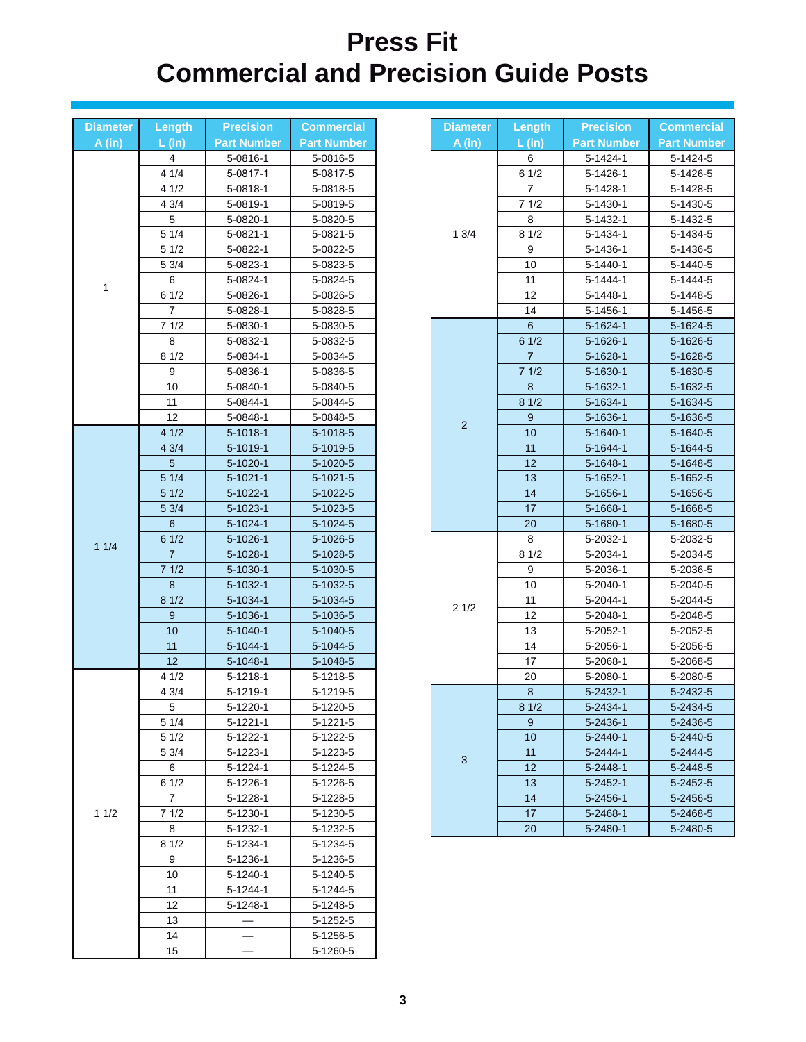# Press Fit
# Commercial and Precision Guide Posts

| Diameter A (in) | Length L (in) | Precision Part Number | Commercial Part Number |
|---|---|---|---|
| 1 | 4 | 5-0816-1 | 5-0816-5 |
| | 4 1/4 | 5-0817-1 | 5-0817-5 |
| | 4 1/2 | 5-0818-1 | 5-0818-5 |
| | 4 3/4 | 5-0819-1 | 5-0819-5 |
| | 5 | 5-0820-1 | 5-0820-5 |
| | 5 1/4 | 5-0821-1 | 5-0821-5 |
| | 5 1/2 | 5-0822-1 | 5-0822-5 |
| | 5 3/4 | 5-0823-1 | 5-0823-5 |
| | 6 | 5-0824-1 | 5-0824-5 |
| | 6 1/2 | 5-0826-1 | 5-0826-5 |
| | 7 | 5-0828-1 | 5-0828-5 |
| | 7 1/2 | 5-0830-1 | 5-0830-5 |
| | 8 | 5-0832-1 | 5-0832-5 |
| | 8 1/2 | 5-0834-1 | 5-0834-5 |
| | 9 | 5-0836-1 | 5-0836-5 |
| | 10 | 5-0840-1 | 5-0840-5 |
| | 11 | 5-0844-1 | 5-0844-5 |
| | 12 | 5-0848-1 | 5-0848-5 |
| 1 1/4 | 4 1/2 | 5-1018-1 | 5-1018-5 |
| | 4 3/4 | 5-1019-1 | 5-1019-5 |
| | 5 | 5-1020-1 | 5-1020-5 |
| | 5 1/4 | 5-1021-1 | 5-1021-5 |
| | 5 1/2 | 5-1022-1 | 5-1022-5 |
| | 5 3/4 | 5-1023-1 | 5-1023-5 |
| | 6 | 5-1024-1 | 5-1024-5 |
| | 6 1/2 | 5-1026-1 | 5-1026-5 |
| | 7 | 5-1028-1 | 5-1028-5 |
| | 7 1/2 | 5-1030-1 | 5-1030-5 |
| | 8 | 5-1032-1 | 5-1032-5 |
| | 8 1/2 | 5-1034-1 | 5-1034-5 |
| | 9 | 5-1036-1 | 5-1036-5 |
| | 10 | 5-1040-1 | 5-1040-5 |
| | 11 | 5-1044-1 | 5-1044-5 |
| | 12 | 5-1048-1 | 5-1048-5 |
| 1 1/2 | 4 1/2 | 5-1218-1 | 5-1218-5 |
| | 4 3/4 | 5-1219-1 | 5-1219-5 |
| | 5 | 5-1220-1 | 5-1220-5 |
| | 5 1/4 | 5-1221-1 | 5-1221-5 |
| | 5 1/2 | 5-1222-1 | 5-1222-5 |
| | 5 3/4 | 5-1223-1 | 5-1223-5 |
| | 6 | 5-1224-1 | 5-1224-5 |
| | 6 1/2 | 5-1226-1 | 5-1226-5 |
| | 7 | 5-1228-1 | 5-1228-5 |
| | 7 1/2 | 5-1230-1 | 5-1230-5 |
| | 8 | 5-1232-1 | 5-1232-5 |
| | 8 1/2 | 5-1234-1 | 5-1234-5 |
| | 9 | 5-1236-1 | 5-1236-5 |
| | 10 | 5-1240-1 | 5-1240-5 |
| | 11 | 5-1244-1 | 5-1244-5 |
| | 12 | 5-1248-1 | 5-1248-5 |
| | 13 | — | 5-1252-5 |
| | 14 | — | 5-1256-5 |
| | 15 | — | 5-1260-5 |

| Diameter A (in) | Length L (in) | Precision Part Number | Commercial Part Number |
|---|---|---|---|
| 1 3/4 | 6 | 5-1424-1 | 5-1424-5 |
| | 6 1/2 | 5-1426-1 | 5-1426-5 |
| | 7 | 5-1428-1 | 5-1428-5 |
| | 7 1/2 | 5-1430-1 | 5-1430-5 |
| | 8 | 5-1432-1 | 5-1432-5 |
| | 8 1/2 | 5-1434-1 | 5-1434-5 |
| | 9 | 5-1436-1 | 5-1436-5 |
| | 10 | 5-1440-1 | 5-1440-5 |
| | 11 | 5-1444-1 | 5-1444-5 |
| | 12 | 5-1448-1 | 5-1448-5 |
| | 14 | 5-1456-1 | 5-1456-5 |
| 2 | 6 | 5-1624-1 | 5-1624-5 |
| | 6 1/2 | 5-1626-1 | 5-1626-5 |
| | 7 | 5-1628-1 | 5-1628-5 |
| | 7 1/2 | 5-1630-1 | 5-1630-5 |
| | 8 | 5-1632-1 | 5-1632-5 |
| | 8 1/2 | 5-1634-1 | 5-1634-5 |
| | 9 | 5-1636-1 | 5-1636-5 |
| | 10 | 5-1640-1 | 5-1640-5 |
| | 11 | 5-1644-1 | 5-1644-5 |
| | 12 | 5-1648-1 | 5-1648-5 |
| | 13 | 5-1652-1 | 5-1652-5 |
| | 14 | 5-1656-1 | 5-1656-5 |
| | 17 | 5-1668-1 | 5-1668-5 |
| | 20 | 5-1680-1 | 5-1680-5 |
| 2 1/2 | 8 | 5-2032-1 | 5-2032-5 |
| | 8 1/2 | 5-2034-1 | 5-2034-5 |
| | 9 | 5-2036-1 | 5-2036-5 |
| | 10 | 5-2040-1 | 5-2040-5 |
| | 11 | 5-2044-1 | 5-2044-5 |
| | 12 | 5-2048-1 | 5-2048-5 |
| | 13 | 5-2052-1 | 5-2052-5 |
| | 14 | 5-2056-1 | 5-2056-5 |
| | 17 | 5-2068-1 | 5-2068-5 |
| | 20 | 5-2080-1 | 5-2080-5 |
| 3 | 8 | 5-2432-1 | 5-2432-5 |
| | 8 1/2 | 5-2434-1 | 5-2434-5 |
| | 9 | 5-2436-1 | 5-2436-5 |
| | 10 | 5-2440-1 | 5-2440-5 |
| | 11 | 5-2444-1 | 5-2444-5 |
| | 12 | 5-2448-1 | 5-2448-5 |
| | 13 | 5-2452-1 | 5-2452-5 |
| | 14 | 5-2456-1 | 5-2456-5 |
| | 17 | 5-2468-1 | 5-2468-5 |
| | 20 | 5-2480-1 | 5-2480-5 |